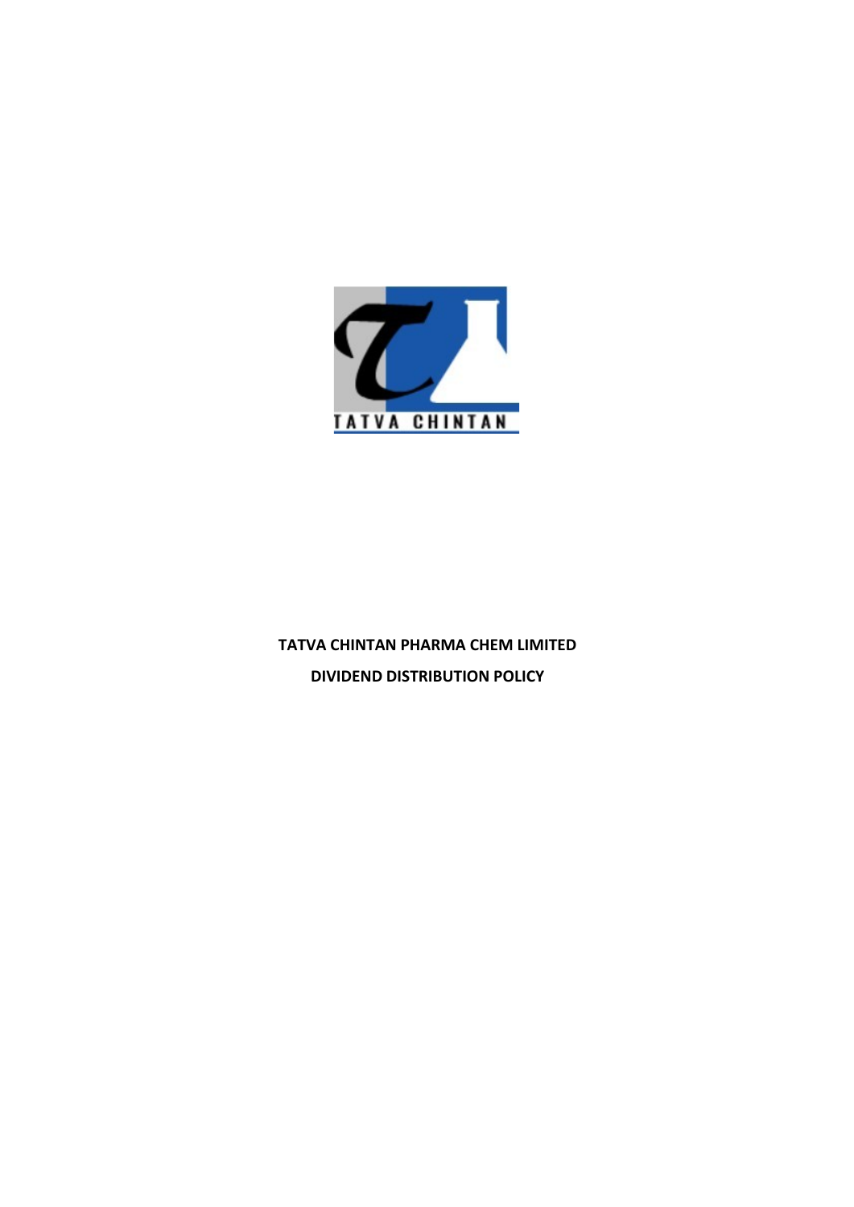TATVA CHINTAN

**TATVA CHINTAN PHARMA CHEM LIMITED**

**DIVIDEND DISTRIBUTION POLICY**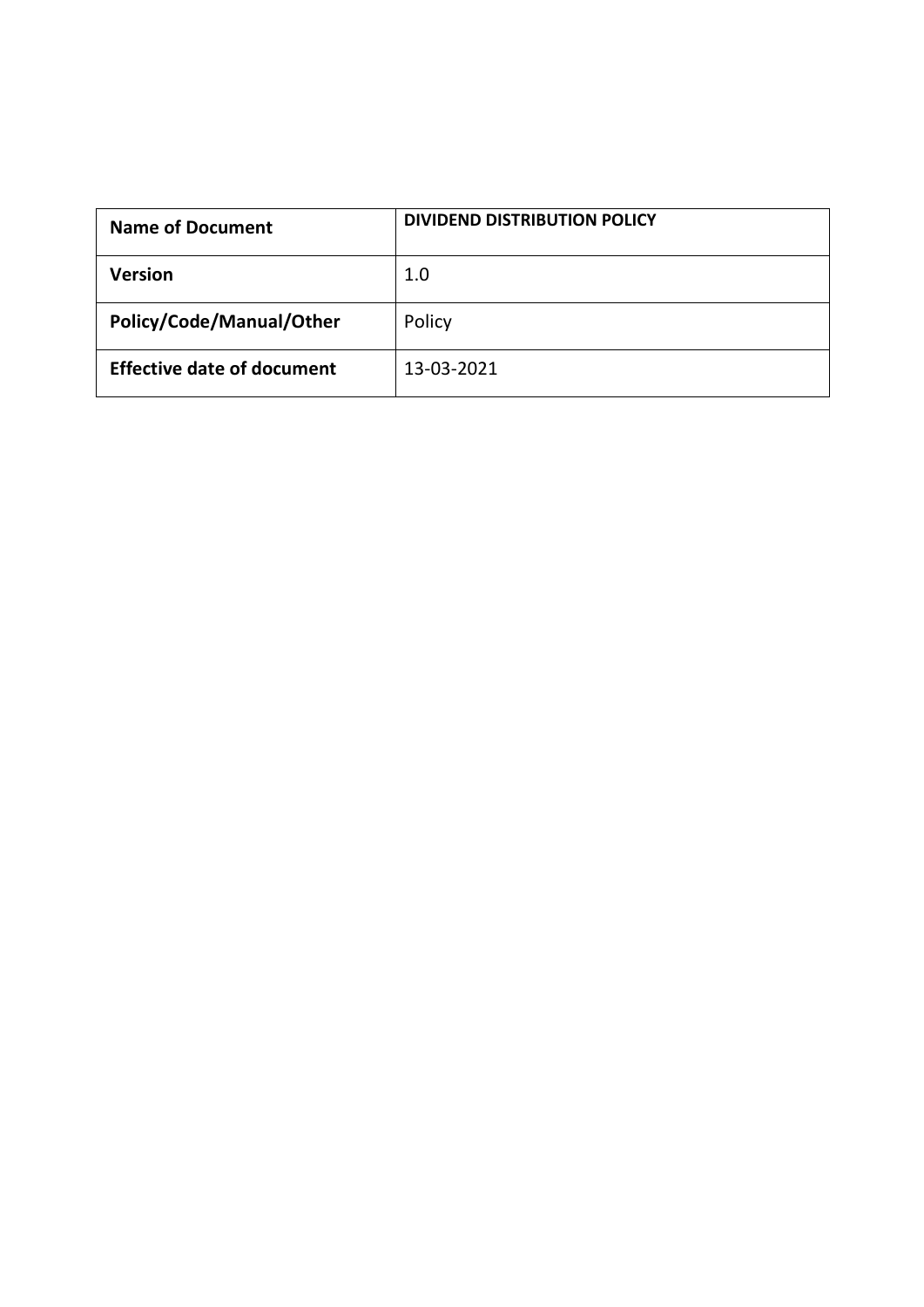| | |
|---|---|
| **Name of Document** | **DIVIDEND DISTRIBUTION POLICY** |
| **Version** | 1.0 |
| **Policy/Code/Manual/Other** | Policy |
| **Effective date of document** | 13-03-2021 |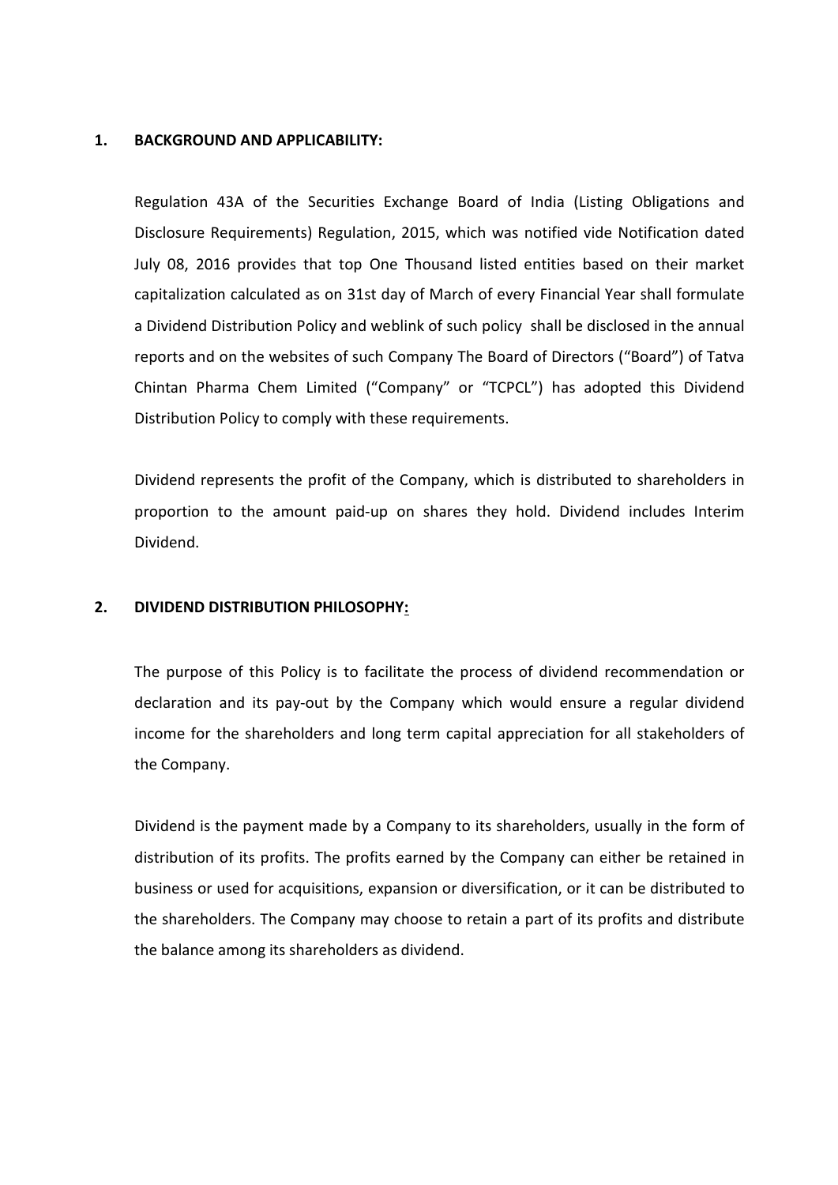## 1. BACKGROUND AND APPLICABILITY:

Regulation 43A of the Securities Exchange Board of India (Listing Obligations and Disclosure Requirements) Regulation, 2015, which was notified vide Notification dated July 08, 2016 provides that top One Thousand listed entities based on their market capitalization calculated as on 31st day of March of every Financial Year shall formulate a Dividend Distribution Policy and weblink of such policy shall be disclosed in the annual reports and on the websites of such Company The Board of Directors ("Board") of Tatva Chintan Pharma Chem Limited ("Company" or "TCPCL") has adopted this Dividend Distribution Policy to comply with these requirements.

Dividend represents the profit of the Company, which is distributed to shareholders in proportion to the amount paid-up on shares they hold. Dividend includes Interim Dividend.

## 2. DIVIDEND DISTRIBUTION PHILOSOPHY:

The purpose of this Policy is to facilitate the process of dividend recommendation or declaration and its pay-out by the Company which would ensure a regular dividend income for the shareholders and long term capital appreciation for all stakeholders of the Company.

Dividend is the payment made by a Company to its shareholders, usually in the form of distribution of its profits. The profits earned by the Company can either be retained in business or used for acquisitions, expansion or diversification, or it can be distributed to the shareholders. The Company may choose to retain a part of its profits and distribute the balance among its shareholders as dividend.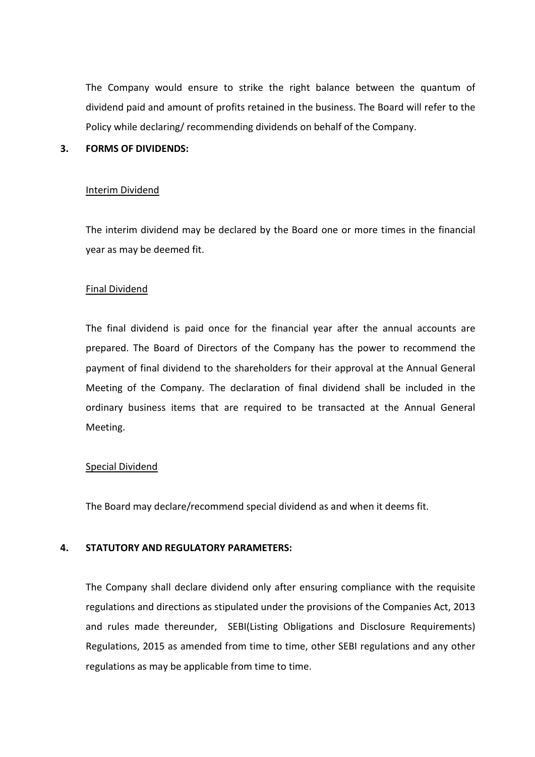The Company would ensure to strike the right balance between the quantum of dividend paid and amount of profits retained in the business. The Board will refer to the Policy while declaring/ recommending dividends on behalf of the Company.

## 3. FORMS OF DIVIDENDS:

Interim Dividend

The interim dividend may be declared by the Board one or more times in the financial year as may be deemed fit.

Final Dividend

The final dividend is paid once for the financial year after the annual accounts are prepared. The Board of Directors of the Company has the power to recommend the payment of final dividend to the shareholders for their approval at the Annual General Meeting of the Company. The declaration of final dividend shall be included in the ordinary business items that are required to be transacted at the Annual General Meeting.

Special Dividend

The Board may declare/recommend special dividend as and when it deems fit.

## 4. STATUTORY AND REGULATORY PARAMETERS:

The Company shall declare dividend only after ensuring compliance with the requisite regulations and directions as stipulated under the provisions of the Companies Act, 2013 and rules made thereunder, SEBI(Listing Obligations and Disclosure Requirements) Regulations, 2015 as amended from time to time, other SEBI regulations and any other regulations as may be applicable from time to time.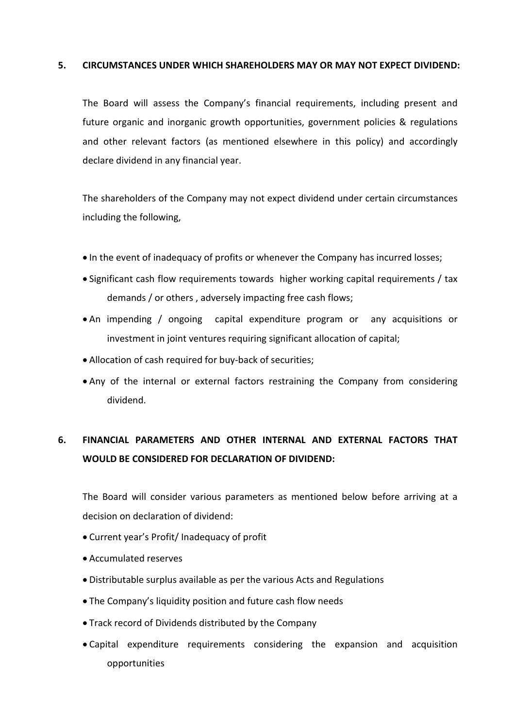## 5. CIRCUMSTANCES UNDER WHICH SHAREHOLDERS MAY OR MAY NOT EXPECT DIVIDEND:

The Board will assess the Company's financial requirements, including present and future organic and inorganic growth opportunities, government policies & regulations and other relevant factors (as mentioned elsewhere in this policy) and accordingly declare dividend in any financial year.

The shareholders of the Company may not expect dividend under certain circumstances including the following,

- In the event of inadequacy of profits or whenever the Company has incurred losses;
- Significant cash flow requirements towards higher working capital requirements / tax demands / or others , adversely impacting free cash flows;
- An impending / ongoing capital expenditure program or any acquisitions or investment in joint ventures requiring significant allocation of capital;
- Allocation of cash required for buy-back of securities;
- Any of the internal or external factors restraining the Company from considering dividend.

## 6. FINANCIAL PARAMETERS AND OTHER INTERNAL AND EXTERNAL FACTORS THAT WOULD BE CONSIDERED FOR DECLARATION OF DIVIDEND:

The Board will consider various parameters as mentioned below before arriving at a decision on declaration of dividend:

- Current year's Profit/ Inadequacy of profit
- Accumulated reserves
- Distributable surplus available as per the various Acts and Regulations
- The Company's liquidity position and future cash flow needs
- Track record of Dividends distributed by the Company
- Capital expenditure requirements considering the expansion and acquisition opportunities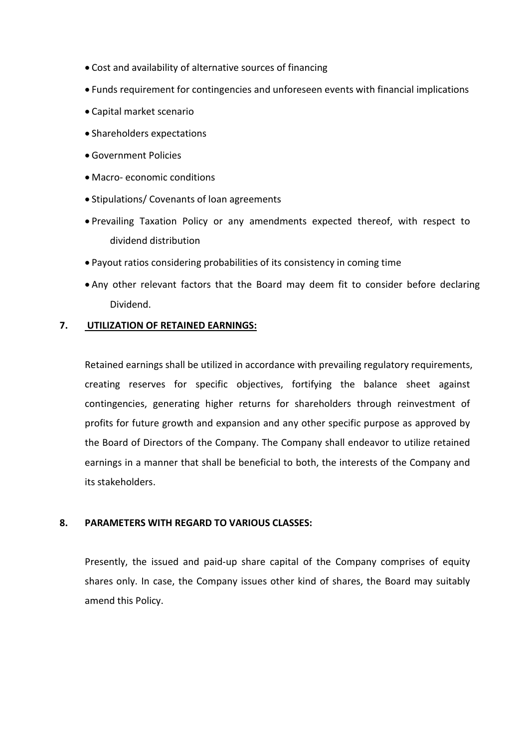- Cost and availability of alternative sources of financing
- Funds requirement for contingencies and unforeseen events with financial implications
- Capital market scenario
- Shareholders expectations
- Government Policies
- Macro- economic conditions
- Stipulations/ Covenants of loan agreements
- Prevailing Taxation Policy or any amendments expected thereof, with respect to dividend distribution
- Payout ratios considering probabilities of its consistency in coming time
- Any other relevant factors that the Board may deem fit to consider before declaring Dividend.

## 7. UTILIZATION OF RETAINED EARNINGS:

Retained earnings shall be utilized in accordance with prevailing regulatory requirements, creating reserves for specific objectives, fortifying the balance sheet against contingencies, generating higher returns for shareholders through reinvestment of profits for future growth and expansion and any other specific purpose as approved by the Board of Directors of the Company. The Company shall endeavor to utilize retained earnings in a manner that shall be beneficial to both, the interests of the Company and its stakeholders.

## 8. PARAMETERS WITH REGARD TO VARIOUS CLASSES:

Presently, the issued and paid-up share capital of the Company comprises of equity shares only. In case, the Company issues other kind of shares, the Board may suitably amend this Policy.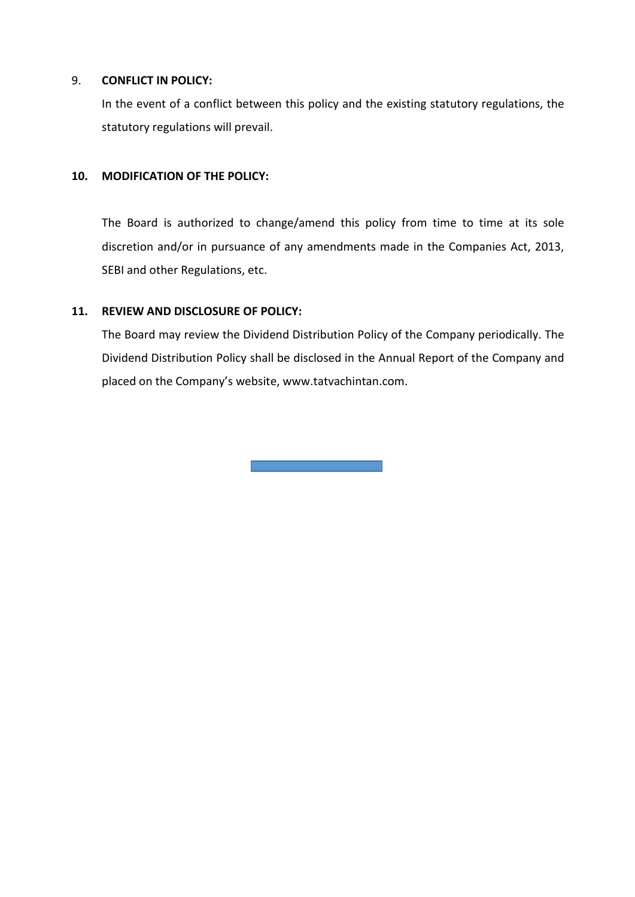9. **CONFLICT IN POLICY:**

In the event of a conflict between this policy and the existing statutory regulations, the statutory regulations will prevail.

10. **MODIFICATION OF THE POLICY:**

The Board is authorized to change/amend this policy from time to time at its sole discretion and/or in pursuance of any amendments made in the Companies Act, 2013, SEBI and other Regulations, etc.

11. **REVIEW AND DISCLOSURE OF POLICY:**

The Board may review the Dividend Distribution Policy of the Company periodically. The Dividend Distribution Policy shall be disclosed in the Annual Report of the Company and placed on the Company's website, www.tatvachintan.com.